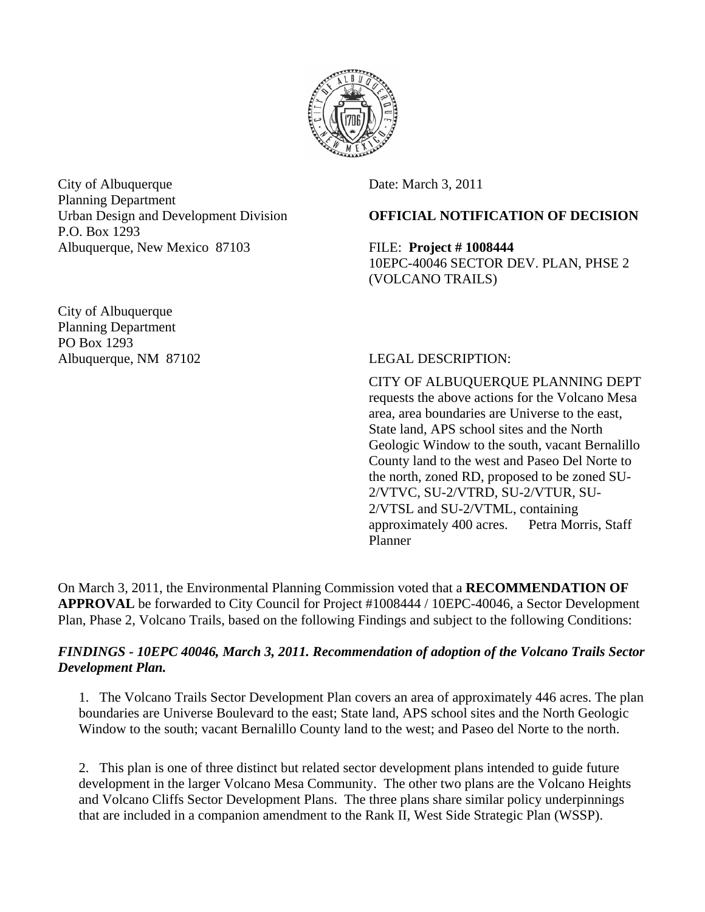City of Albuquerque
Planning Department
Urban Design and Development Division
P.O. Box 1293
Albuquerque, New Mexico 87103

Date: March 3, 2011

**OFFICIAL NOTIFICATION OF DECISION**

FILE: **Project # 1008444**
10EPC-40046 SECTOR DEV. PLAN, PHSE 2 (VOLCANO TRAILS)

City of Albuquerque
Planning Department
PO Box 1293
Albuquerque, NM 87102

LEGAL DESCRIPTION:

CITY OF ALBUQUERQUE PLANNING DEPT requests the above actions for the Volcano Mesa area, area boundaries are Universe to the east, State land, APS school sites and the North Geologic Window to the south, vacant Bernalillo County land to the west and Paseo Del Norte to the north, zoned RD, proposed to be zoned SU-2/VTVC, SU-2/VTRD, SU-2/VTUR, SU-2/VTSL and SU-2/VTML, containing approximately 400 acres. Petra Morris, Staff Planner

On March 3, 2011, the Environmental Planning Commission voted that a **RECOMMENDATION OF APPROVAL** be forwarded to City Council for Project #1008444 / 10EPC-40046, a Sector Development Plan, Phase 2, Volcano Trails, based on the following Findings and subject to the following Conditions:

***FINDINGS - 10EPC 40046, March 3, 2011. Recommendation of adoption of the Volcano Trails Sector Development Plan.***

1. The Volcano Trails Sector Development Plan covers an area of approximately 446 acres. The plan boundaries are Universe Boulevard to the east; State land, APS school sites and the North Geologic Window to the south; vacant Bernalillo County land to the west; and Paseo del Norte to the north.

2. This plan is one of three distinct but related sector development plans intended to guide future development in the larger Volcano Mesa Community. The other two plans are the Volcano Heights and Volcano Cliffs Sector Development Plans. The three plans share similar policy underpinnings that are included in a companion amendment to the Rank II, West Side Strategic Plan (WSSP).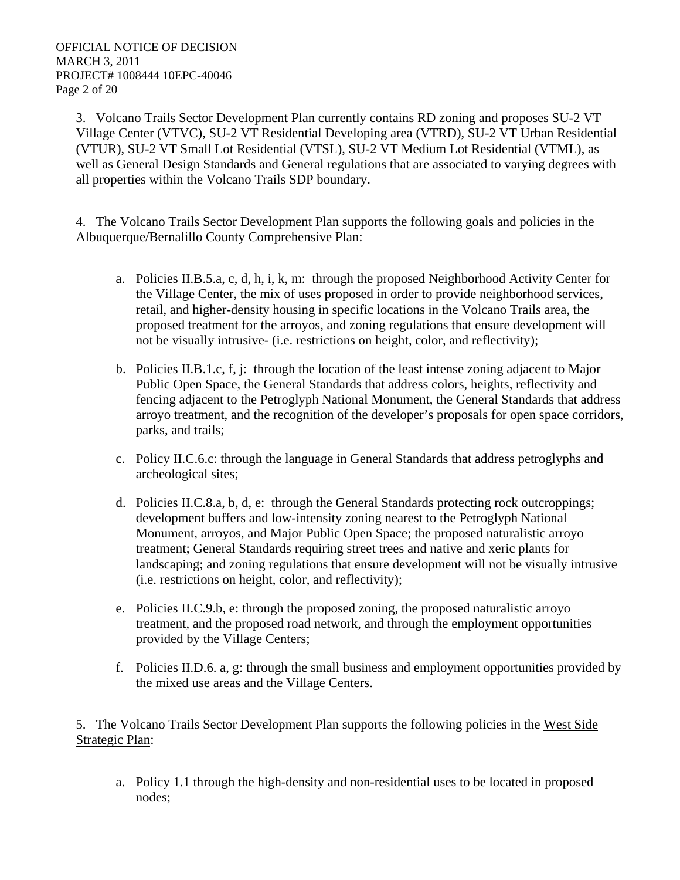3. Volcano Trails Sector Development Plan currently contains RD zoning and proposes SU-2 VT Village Center (VTVC), SU-2 VT Residential Developing area (VTRD), SU-2 VT Urban Residential (VTUR), SU-2 VT Small Lot Residential (VTSL), SU-2 VT Medium Lot Residential (VTML), as well as General Design Standards and General regulations that are associated to varying degrees with all properties within the Volcano Trails SDP boundary.

4. The Volcano Trails Sector Development Plan supports the following goals and policies in the Albuquerque/Bernalillo County Comprehensive Plan:

a. Policies II.B.5.a, c, d, h, i, k, m: through the proposed Neighborhood Activity Center for the Village Center, the mix of uses proposed in order to provide neighborhood services, retail, and higher-density housing in specific locations in the Volcano Trails area, the proposed treatment for the arroyos, and zoning regulations that ensure development will not be visually intrusive- (i.e. restrictions on height, color, and reflectivity);

b. Policies II.B.1.c, f, j: through the location of the least intense zoning adjacent to Major Public Open Space, the General Standards that address colors, heights, reflectivity and fencing adjacent to the Petroglyph National Monument, the General Standards that address arroyo treatment, and the recognition of the developer's proposals for open space corridors, parks, and trails;

c. Policy II.C.6.c: through the language in General Standards that address petroglyphs and archeological sites;

d. Policies II.C.8.a, b, d, e: through the General Standards protecting rock outcroppings; development buffers and low-intensity zoning nearest to the Petroglyph National Monument, arroyos, and Major Public Open Space; the proposed naturalistic arroyo treatment; General Standards requiring street trees and native and xeric plants for landscaping; and zoning regulations that ensure development will not be visually intrusive (i.e. restrictions on height, color, and reflectivity);

e. Policies II.C.9.b, e: through the proposed zoning, the proposed naturalistic arroyo treatment, and the proposed road network, and through the employment opportunities provided by the Village Centers;

f. Policies II.D.6. a, g: through the small business and employment opportunities provided by the mixed use areas and the Village Centers.

5. The Volcano Trails Sector Development Plan supports the following policies in the West Side Strategic Plan:

a. Policy 1.1 through the high-density and non-residential uses to be located in proposed nodes;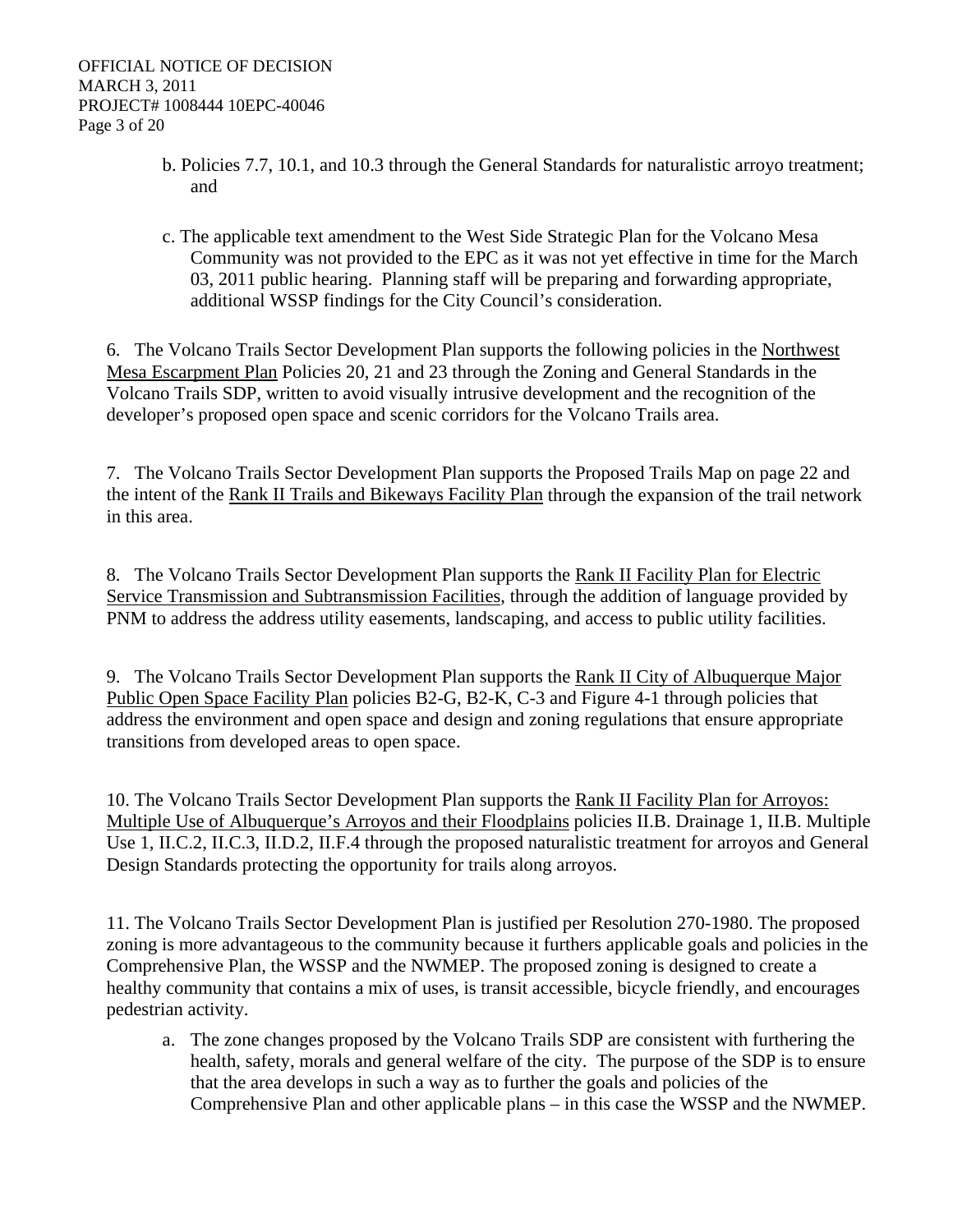b. Policies 7.7, 10.1, and 10.3 through the General Standards for naturalistic arroyo treatment; and

c. The applicable text amendment to the West Side Strategic Plan for the Volcano Mesa Community was not provided to the EPC as it was not yet effective in time for the March 03, 2011 public hearing. Planning staff will be preparing and forwarding appropriate, additional WSSP findings for the City Council's consideration.

6. The Volcano Trails Sector Development Plan supports the following policies in the Northwest Mesa Escarpment Plan Policies 20, 21 and 23 through the Zoning and General Standards in the Volcano Trails SDP, written to avoid visually intrusive development and the recognition of the developer's proposed open space and scenic corridors for the Volcano Trails area.

7. The Volcano Trails Sector Development Plan supports the Proposed Trails Map on page 22 and the intent of the Rank II Trails and Bikeways Facility Plan through the expansion of the trail network in this area.

8. The Volcano Trails Sector Development Plan supports the Rank II Facility Plan for Electric Service Transmission and Subtransmission Facilities, through the addition of language provided by PNM to address the address utility easements, landscaping, and access to public utility facilities.

9. The Volcano Trails Sector Development Plan supports the Rank II City of Albuquerque Major Public Open Space Facility Plan policies B2-G, B2-K, C-3 and Figure 4-1 through policies that address the environment and open space and design and zoning regulations that ensure appropriate transitions from developed areas to open space.

10. The Volcano Trails Sector Development Plan supports the Rank II Facility Plan for Arroyos: Multiple Use of Albuquerque's Arroyos and their Floodplains policies II.B. Drainage 1, II.B. Multiple Use 1, II.C.2, II.C.3, II.D.2, II.F.4 through the proposed naturalistic treatment for arroyos and General Design Standards protecting the opportunity for trails along arroyos.

11. The Volcano Trails Sector Development Plan is justified per Resolution 270-1980. The proposed zoning is more advantageous to the community because it furthers applicable goals and policies in the Comprehensive Plan, the WSSP and the NWMEP. The proposed zoning is designed to create a healthy community that contains a mix of uses, is transit accessible, bicycle friendly, and encourages pedestrian activity.

a. The zone changes proposed by the Volcano Trails SDP are consistent with furthering the health, safety, morals and general welfare of the city. The purpose of the SDP is to ensure that the area develops in such a way as to further the goals and policies of the Comprehensive Plan and other applicable plans – in this case the WSSP and the NWMEP.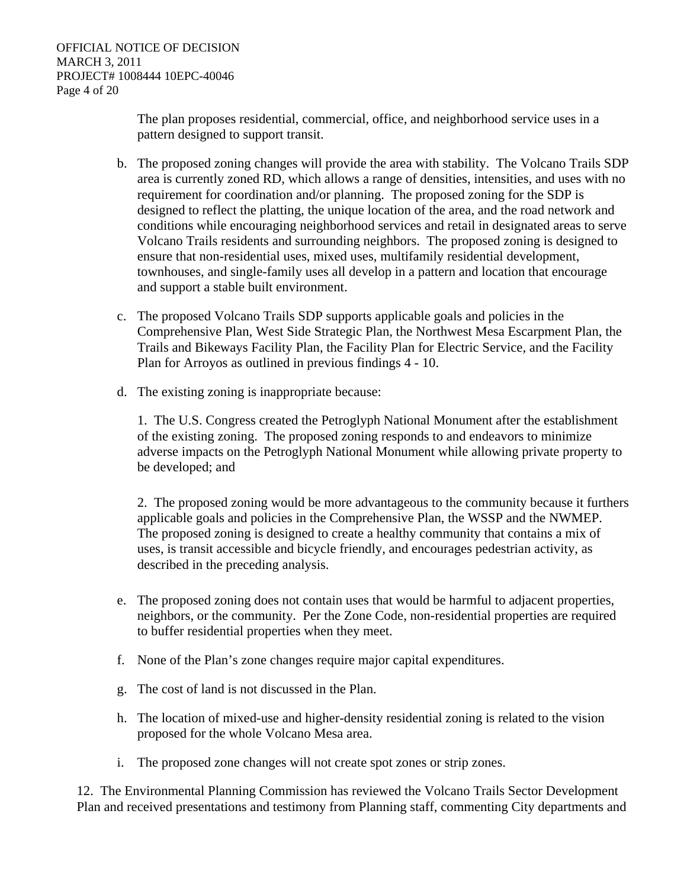The plan proposes residential, commercial, office, and neighborhood service uses in a pattern designed to support transit.

b. The proposed zoning changes will provide the area with stability. The Volcano Trails SDP area is currently zoned RD, which allows a range of densities, intensities, and uses with no requirement for coordination and/or planning. The proposed zoning for the SDP is designed to reflect the platting, the unique location of the area, and the road network and conditions while encouraging neighborhood services and retail in designated areas to serve Volcano Trails residents and surrounding neighbors. The proposed zoning is designed to ensure that non-residential uses, mixed uses, multifamily residential development, townhouses, and single-family uses all develop in a pattern and location that encourage and support a stable built environment.

c. The proposed Volcano Trails SDP supports applicable goals and policies in the Comprehensive Plan, West Side Strategic Plan, the Northwest Mesa Escarpment Plan, the Trails and Bikeways Facility Plan, the Facility Plan for Electric Service, and the Facility Plan for Arroyos as outlined in previous findings 4 - 10.

d. The existing zoning is inappropriate because:

   1. The U.S. Congress created the Petroglyph National Monument after the establishment of the existing zoning. The proposed zoning responds to and endeavors to minimize adverse impacts on the Petroglyph National Monument while allowing private property to be developed; and

   2. The proposed zoning would be more advantageous to the community because it furthers applicable goals and policies in the Comprehensive Plan, the WSSP and the NWMEP. The proposed zoning is designed to create a healthy community that contains a mix of uses, is transit accessible and bicycle friendly, and encourages pedestrian activity, as described in the preceding analysis.

e. The proposed zoning does not contain uses that would be harmful to adjacent properties, neighbors, or the community. Per the Zone Code, non-residential properties are required to buffer residential properties when they meet.

f. None of the Plan's zone changes require major capital expenditures.

g. The cost of land is not discussed in the Plan.

h. The location of mixed-use and higher-density residential zoning is related to the vision proposed for the whole Volcano Mesa area.

i. The proposed zone changes will not create spot zones or strip zones.

12. The Environmental Planning Commission has reviewed the Volcano Trails Sector Development Plan and received presentations and testimony from Planning staff, commenting City departments and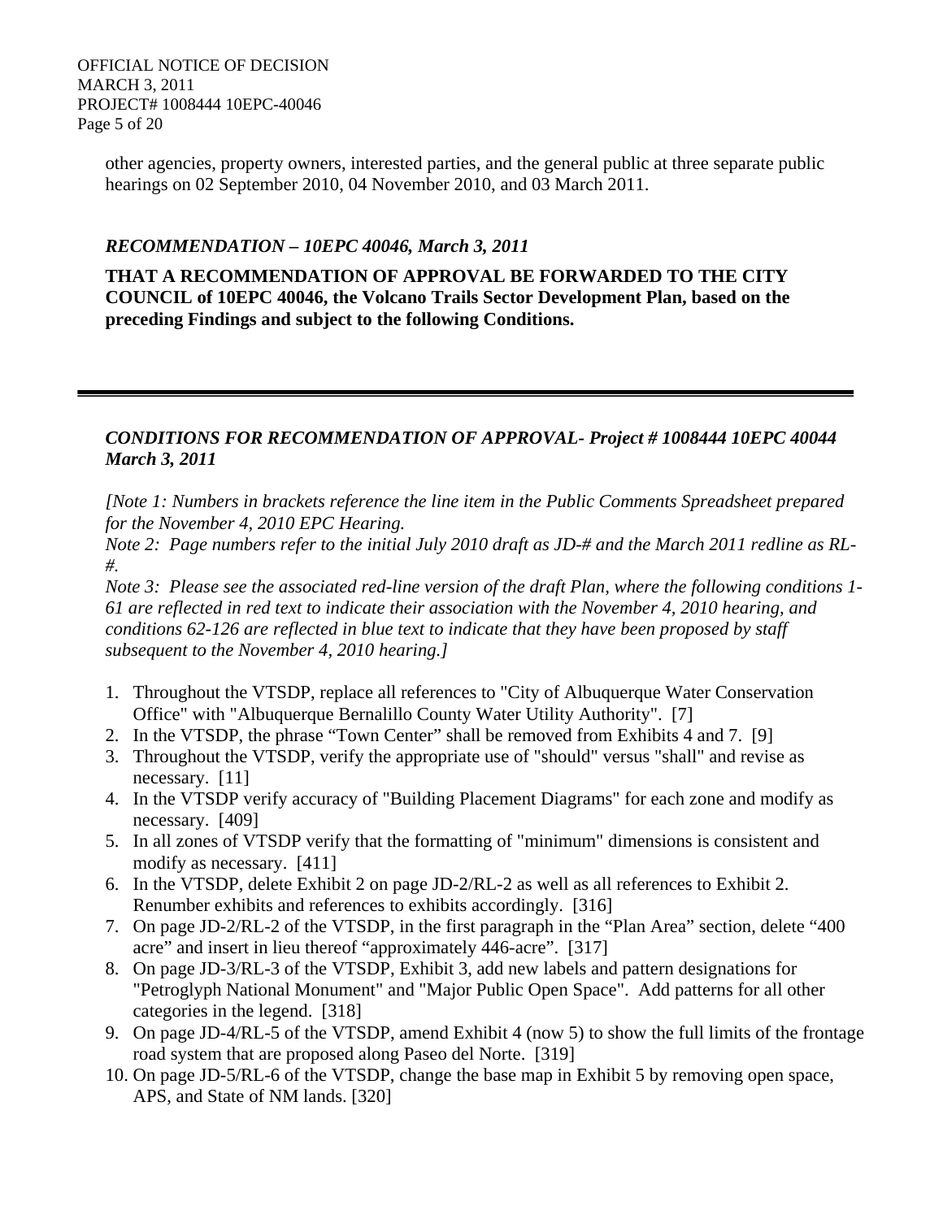other agencies, property owners, interested parties, and the general public at three separate public hearings on 02 September 2010, 04 November 2010, and 03 March 2011.

### *RECOMMENDATION – 10EPC 40046, March 3, 2011*

**THAT A RECOMMENDATION OF APPROVAL BE FORWARDED TO THE CITY COUNCIL of 10EPC 40046, the Volcano Trails Sector Development Plan, based on the preceding Findings and subject to the following Conditions.**

---

### *CONDITIONS FOR RECOMMENDATION OF APPROVAL- Project # 1008444 10EPC 40044 March 3, 2011*

*[Note 1: Numbers in brackets reference the line item in the Public Comments Spreadsheet prepared for the November 4, 2010 EPC Hearing.*
*Note 2: Page numbers refer to the initial July 2010 draft as JD-# and the March 2011 redline as RL-#.*
*Note 3: Please see the associated red-line version of the draft Plan, where the following conditions 1-61 are reflected in red text to indicate their association with the November 4, 2010 hearing, and conditions 62-126 are reflected in blue text to indicate that they have been proposed by staff subsequent to the November 4, 2010 hearing.]*

1. Throughout the VTSDP, replace all references to "City of Albuquerque Water Conservation Office" with "Albuquerque Bernalillo County Water Utility Authority". [7]
2. In the VTSDP, the phrase "Town Center" shall be removed from Exhibits 4 and 7. [9]
3. Throughout the VTSDP, verify the appropriate use of "should" versus "shall" and revise as necessary. [11]
4. In the VTSDP verify accuracy of "Building Placement Diagrams" for each zone and modify as necessary. [409]
5. In all zones of VTSDP verify that the formatting of "minimum" dimensions is consistent and modify as necessary. [411]
6. In the VTSDP, delete Exhibit 2 on page JD-2/RL-2 as well as all references to Exhibit 2. Renumber exhibits and references to exhibits accordingly. [316]
7. On page JD-2/RL-2 of the VTSDP, in the first paragraph in the "Plan Area" section, delete "400 acre" and insert in lieu thereof "approximately 446-acre". [317]
8. On page JD-3/RL-3 of the VTSDP, Exhibit 3, add new labels and pattern designations for "Petroglyph National Monument" and "Major Public Open Space". Add patterns for all other categories in the legend. [318]
9. On page JD-4/RL-5 of the VTSDP, amend Exhibit 4 (now 5) to show the full limits of the frontage road system that are proposed along Paseo del Norte. [319]
10. On page JD-5/RL-6 of the VTSDP, change the base map in Exhibit 5 by removing open space, APS, and State of NM lands. [320]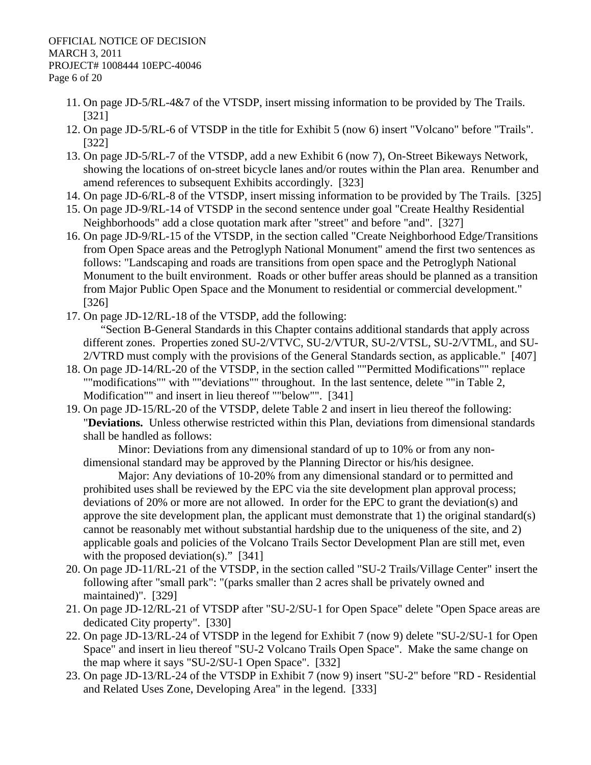11. On page JD-5/RL-4&7 of the VTSDP, insert missing information to be provided by The Trails. [321]
12. On page JD-5/RL-6 of VTSDP in the title for Exhibit 5 (now 6) insert "Volcano" before "Trails". [322]
13. On page JD-5/RL-7 of the VTSDP, add a new Exhibit 6 (now 7), On-Street Bikeways Network, showing the locations of on-street bicycle lanes and/or routes within the Plan area. Renumber and amend references to subsequent Exhibits accordingly. [323]
14. On page JD-6/RL-8 of the VTSDP, insert missing information to be provided by The Trails. [325]
15. On page JD-9/RL-14 of VTSDP in the second sentence under goal "Create Healthy Residential Neighborhoods" add a close quotation mark after "street" and before "and". [327]
16. On page JD-9/RL-15 of the VTSDP, in the section called "Create Neighborhood Edge/Transitions from Open Space areas and the Petroglyph National Monument" amend the first two sentences as follows: "Landscaping and roads are transitions from open space and the Petroglyph National Monument to the built environment. Roads or other buffer areas should be planned as a transition from Major Public Open Space and the Monument to residential or commercial development." [326]
17. On page JD-12/RL-18 of the VTSDP, add the following:
    "Section B-General Standards in this Chapter contains additional standards that apply across different zones. Properties zoned SU-2/VTVC, SU-2/VTUR, SU-2/VTSL, SU-2/VTML, and SU-2/VTRD must comply with the provisions of the General Standards section, as applicable." [407]
18. On page JD-14/RL-20 of the VTSDP, in the section called ""Permitted Modifications"" replace ""modifications"" with ""deviations"" throughout. In the last sentence, delete ""in Table 2, Modification"" and insert in lieu thereof ""below"". [341]
19. On page JD-15/RL-20 of the VTSDP, delete Table 2 and insert in lieu thereof the following: "**Deviations.** Unless otherwise restricted within this Plan, deviations from dimensional standards shall be handled as follows:

    Minor: Deviations from any dimensional standard of up to 10% or from any non-dimensional standard may be approved by the Planning Director or his/his designee.

    Major: Any deviations of 10-20% from any dimensional standard or to permitted and prohibited uses shall be reviewed by the EPC via the site development plan approval process; deviations of 20% or more are not allowed. In order for the EPC to grant the deviation(s) and approve the site development plan, the applicant must demonstrate that 1) the original standard(s) cannot be reasonably met without substantial hardship due to the uniqueness of the site, and 2) applicable goals and policies of the Volcano Trails Sector Development Plan are still met, even with the proposed deviation(s)." [341]
20. On page JD-11/RL-21 of the VTSDP, in the section called "SU-2 Trails/Village Center" insert the following after "small park": "(parks smaller than 2 acres shall be privately owned and maintained)". [329]
21. On page JD-12/RL-21 of VTSDP after "SU-2/SU-1 for Open Space" delete "Open Space areas are dedicated City property". [330]
22. On page JD-13/RL-24 of VTSDP in the legend for Exhibit 7 (now 9) delete "SU-2/SU-1 for Open Space" and insert in lieu thereof "SU-2 Volcano Trails Open Space". Make the same change on the map where it says "SU-2/SU-1 Open Space". [332]
23. On page JD-13/RL-24 of the VTSDP in Exhibit 7 (now 9) insert "SU-2" before "RD - Residential and Related Uses Zone, Developing Area" in the legend. [333]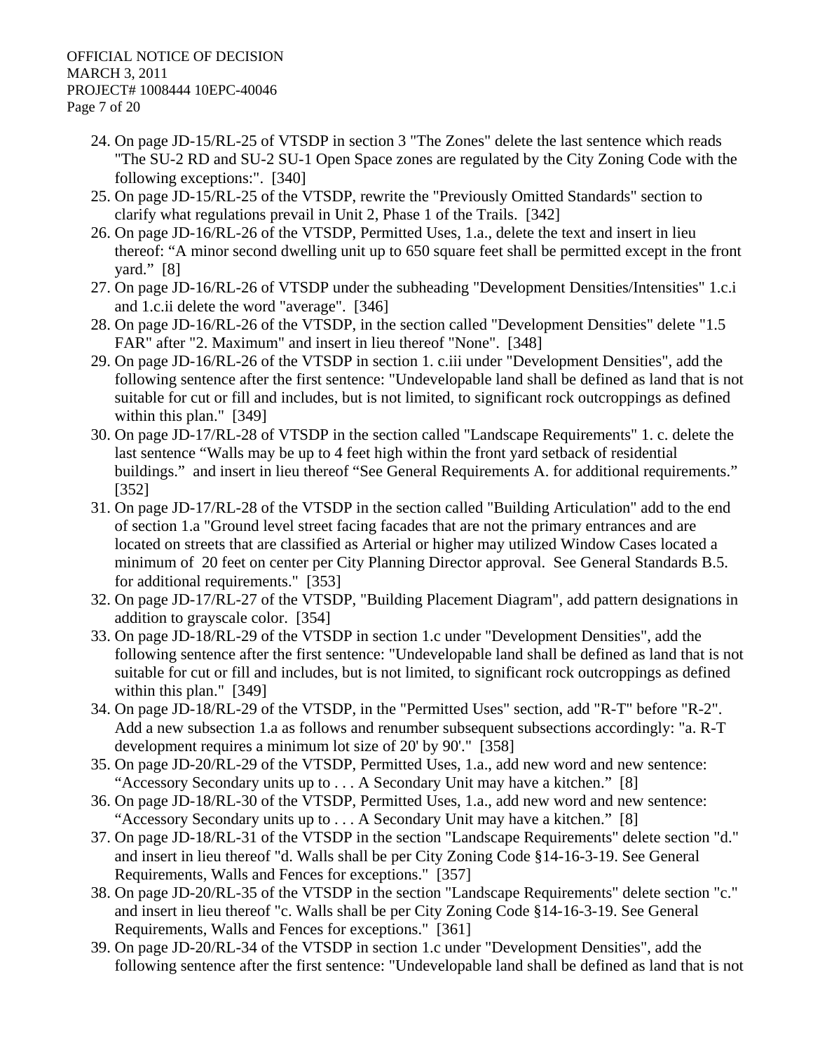24. On page JD-15/RL-25 of VTSDP in section 3 "The Zones" delete the last sentence which reads "The SU-2 RD and SU-2 SU-1 Open Space zones are regulated by the City Zoning Code with the following exceptions:". [340]
25. On page JD-15/RL-25 of the VTSDP, rewrite the "Previously Omitted Standards" section to clarify what regulations prevail in Unit 2, Phase 1 of the Trails. [342]
26. On page JD-16/RL-26 of the VTSDP, Permitted Uses, 1.a., delete the text and insert in lieu thereof: "A minor second dwelling unit up to 650 square feet shall be permitted except in the front yard." [8]
27. On page JD-16/RL-26 of VTSDP under the subheading "Development Densities/Intensities" 1.c.i and 1.c.ii delete the word "average". [346]
28. On page JD-16/RL-26 of the VTSDP, in the section called "Development Densities" delete "1.5 FAR" after "2. Maximum" and insert in lieu thereof "None". [348]
29. On page JD-16/RL-26 of the VTSDP in section 1. c.iii under "Development Densities", add the following sentence after the first sentence: "Undevelopable land shall be defined as land that is not suitable for cut or fill and includes, but is not limited, to significant rock outcroppings as defined within this plan." [349]
30. On page JD-17/RL-28 of VTSDP in the section called "Landscape Requirements" 1. c. delete the last sentence "Walls may be up to 4 feet high within the front yard setback of residential buildings." and insert in lieu thereof "See General Requirements A. for additional requirements." [352]
31. On page JD-17/RL-28 of the VTSDP in the section called "Building Articulation" add to the end of section 1.a "Ground level street facing facades that are not the primary entrances and are located on streets that are classified as Arterial or higher may utilized Window Cases located a minimum of 20 feet on center per City Planning Director approval. See General Standards B.5. for additional requirements." [353]
32. On page JD-17/RL-27 of the VTSDP, "Building Placement Diagram", add pattern designations in addition to grayscale color. [354]
33. On page JD-18/RL-29 of the VTSDP in section 1.c under "Development Densities", add the following sentence after the first sentence: "Undevelopable land shall be defined as land that is not suitable for cut or fill and includes, but is not limited, to significant rock outcroppings as defined within this plan." [349]
34. On page JD-18/RL-29 of the VTSDP, in the "Permitted Uses" section, add "R-T" before "R-2". Add a new subsection 1.a as follows and renumber subsequent subsections accordingly: "a. R-T development requires a minimum lot size of 20' by 90'." [358]
35. On page JD-20/RL-29 of the VTSDP, Permitted Uses, 1.a., add new word and new sentence: "Accessory Secondary units up to . . . A Secondary Unit may have a kitchen." [8]
36. On page JD-18/RL-30 of the VTSDP, Permitted Uses, 1.a., add new word and new sentence: "Accessory Secondary units up to . . . A Secondary Unit may have a kitchen." [8]
37. On page JD-18/RL-31 of the VTSDP in the section "Landscape Requirements" delete section "d." and insert in lieu thereof "d. Walls shall be per City Zoning Code §14-16-3-19. See General Requirements, Walls and Fences for exceptions." [357]
38. On page JD-20/RL-35 of the VTSDP in the section "Landscape Requirements" delete section "c." and insert in lieu thereof "c. Walls shall be per City Zoning Code §14-16-3-19. See General Requirements, Walls and Fences for exceptions." [361]
39. On page JD-20/RL-34 of the VTSDP in section 1.c under "Development Densities", add the following sentence after the first sentence: "Undevelopable land shall be defined as land that is not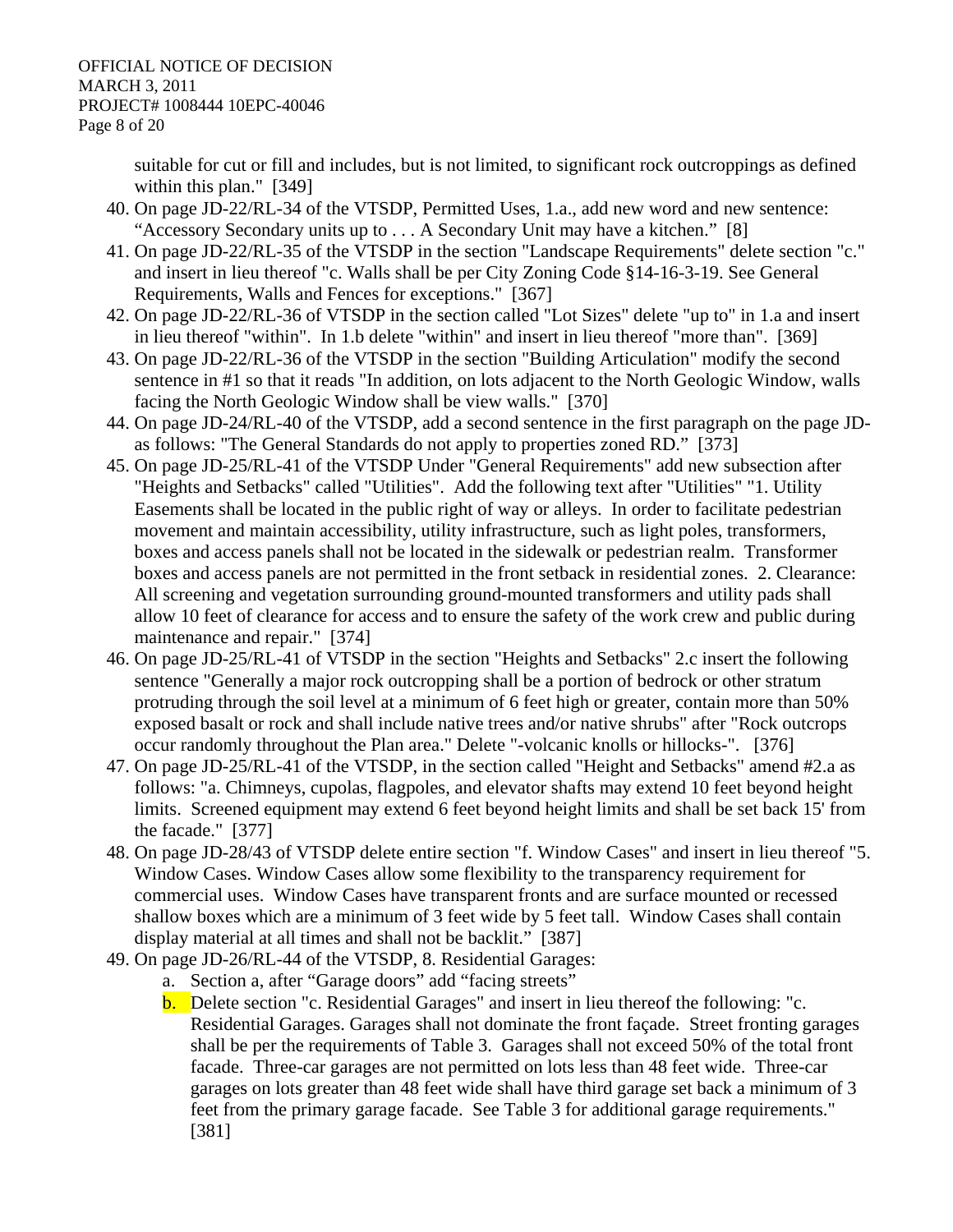suitable for cut or fill and includes, but is not limited, to significant rock outcroppings as defined within this plan." [349]

40. On page JD-22/RL-34 of the VTSDP, Permitted Uses, 1.a., add new word and new sentence: "Accessory Secondary units up to . . . A Secondary Unit may have a kitchen." [8]
41. On page JD-22/RL-35 of the VTSDP in the section "Landscape Requirements" delete section "c." and insert in lieu thereof "c. Walls shall be per City Zoning Code §14-16-3-19. See General Requirements, Walls and Fences for exceptions." [367]
42. On page JD-22/RL-36 of VTSDP in the section called "Lot Sizes" delete "up to" in 1.a and insert in lieu thereof "within". In 1.b delete "within" and insert in lieu thereof "more than". [369]
43. On page JD-22/RL-36 of the VTSDP in the section "Building Articulation" modify the second sentence in #1 so that it reads "In addition, on lots adjacent to the North Geologic Window, walls facing the North Geologic Window shall be view walls." [370]
44. On page JD-24/RL-40 of the VTSDP, add a second sentence in the first paragraph on the page JD-as follows: "The General Standards do not apply to properties zoned RD." [373]
45. On page JD-25/RL-41 of the VTSDP Under "General Requirements" add new subsection after "Heights and Setbacks" called "Utilities". Add the following text after "Utilities" "1. Utility Easements shall be located in the public right of way or alleys. In order to facilitate pedestrian movement and maintain accessibility, utility infrastructure, such as light poles, transformers, boxes and access panels shall not be located in the sidewalk or pedestrian realm. Transformer boxes and access panels are not permitted in the front setback in residential zones. 2. Clearance: All screening and vegetation surrounding ground-mounted transformers and utility pads shall allow 10 feet of clearance for access and to ensure the safety of the work crew and public during maintenance and repair." [374]
46. On page JD-25/RL-41 of VTSDP in the section "Heights and Setbacks" 2.c insert the following sentence "Generally a major rock outcropping shall be a portion of bedrock or other stratum protruding through the soil level at a minimum of 6 feet high or greater, contain more than 50% exposed basalt or rock and shall include native trees and/or native shrubs" after "Rock outcrops occur randomly throughout the Plan area." Delete "-volcanic knolls or hillocks-". [376]
47. On page JD-25/RL-41 of the VTSDP, in the section called "Height and Setbacks" amend #2.a as follows: "a. Chimneys, cupolas, flagpoles, and elevator shafts may extend 10 feet beyond height limits. Screened equipment may extend 6 feet beyond height limits and shall be set back 15' from the facade." [377]
48. On page JD-28/43 of VTSDP delete entire section "f. Window Cases" and insert in lieu thereof "5. Window Cases. Window Cases allow some flexibility to the transparency requirement for commercial uses. Window Cases have transparent fronts and are surface mounted or recessed shallow boxes which are a minimum of 3 feet wide by 5 feet tall. Window Cases shall contain display material at all times and shall not be backlit." [387]
49. On page JD-26/RL-44 of the VTSDP, 8. Residential Garages:
    a. Section a, after "Garage doors" add "facing streets"
    b. Delete section "c. Residential Garages" and insert in lieu thereof the following: "c. Residential Garages. Garages shall not dominate the front façade. Street fronting garages shall be per the requirements of Table 3. Garages shall not exceed 50% of the total front facade. Three-car garages are not permitted on lots less than 48 feet wide. Three-car garages on lots greater than 48 feet wide shall have third garage set back a minimum of 3 feet from the primary garage facade. See Table 3 for additional garage requirements." [381]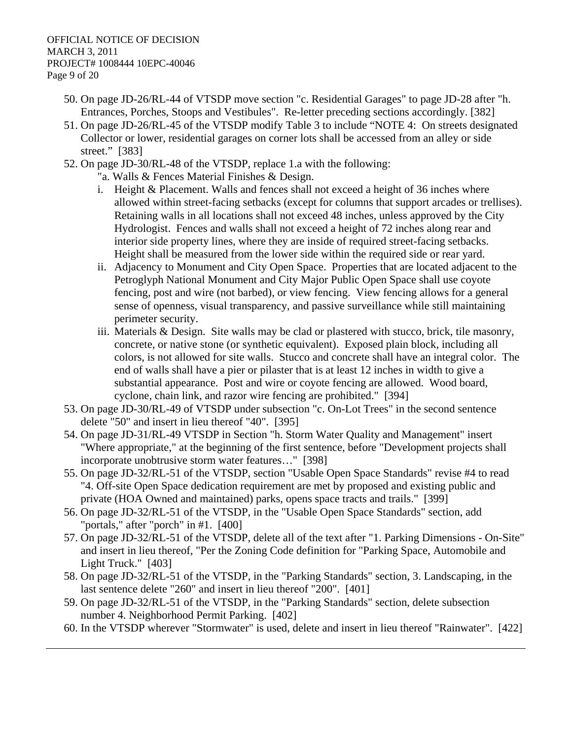50. On page JD-26/RL-44 of VTSDP move section "c. Residential Garages" to page JD-28 after "h. Entrances, Porches, Stoops and Vestibules". Re-letter preceding sections accordingly. [382]
51. On page JD-26/RL-45 of the VTSDP modify Table 3 to include "NOTE 4: On streets designated Collector or lower, residential garages on corner lots shall be accessed from an alley or side street." [383]
52. On page JD-30/RL-48 of the VTSDP, replace 1.a with the following:

    "a. Walls & Fences Material Finishes & Design.

    i. Height & Placement. Walls and fences shall not exceed a height of 36 inches where allowed within street-facing setbacks (except for columns that support arcades or trellises). Retaining walls in all locations shall not exceed 48 inches, unless approved by the City Hydrologist. Fences and walls shall not exceed a height of 72 inches along rear and interior side property lines, where they are inside of required street-facing setbacks. Height shall be measured from the lower side within the required side or rear yard.
    ii. Adjacency to Monument and City Open Space. Properties that are located adjacent to the Petroglyph National Monument and City Major Public Open Space shall use coyote fencing, post and wire (not barbed), or view fencing. View fencing allows for a general sense of openness, visual transparency, and passive surveillance while still maintaining perimeter security.
    iii. Materials & Design. Site walls may be clad or plastered with stucco, brick, tile masonry, concrete, or native stone (or synthetic equivalent). Exposed plain block, including all colors, is not allowed for site walls. Stucco and concrete shall have an integral color. The end of walls shall have a pier or pilaster that is at least 12 inches in width to give a substantial appearance. Post and wire or coyote fencing are allowed. Wood board, cyclone, chain link, and razor wire fencing are prohibited." [394]
53. On page JD-30/RL-49 of VTSDP under subsection "c. On-Lot Trees" in the second sentence delete "50" and insert in lieu thereof "40". [395]
54. On page JD-31/RL-49 VTSDP in Section "h. Storm Water Quality and Management" insert "Where appropriate," at the beginning of the first sentence, before "Development projects shall incorporate unobtrusive storm water features…" [398]
55. On page JD-32/RL-51 of the VTSDP, section "Usable Open Space Standards" revise #4 to read "4. Off-site Open Space dedication requirement are met by proposed and existing public and private (HOA Owned and maintained) parks, opens space tracts and trails." [399]
56. On page JD-32/RL-51 of the VTSDP, in the "Usable Open Space Standards" section, add "portals," after "porch" in #1. [400]
57. On page JD-32/RL-51 of the VTSDP, delete all of the text after "1. Parking Dimensions - On-Site" and insert in lieu thereof, "Per the Zoning Code definition for "Parking Space, Automobile and Light Truck." [403]
58. On page JD-32/RL-51 of the VTSDP, in the "Parking Standards" section, 3. Landscaping, in the last sentence delete "260" and insert in lieu thereof "200". [401]
59. On page JD-32/RL-51 of the VTSDP, in the "Parking Standards" section, delete subsection number 4. Neighborhood Permit Parking. [402]
60. In the VTSDP wherever "Stormwater" is used, delete and insert in lieu thereof "Rainwater". [422]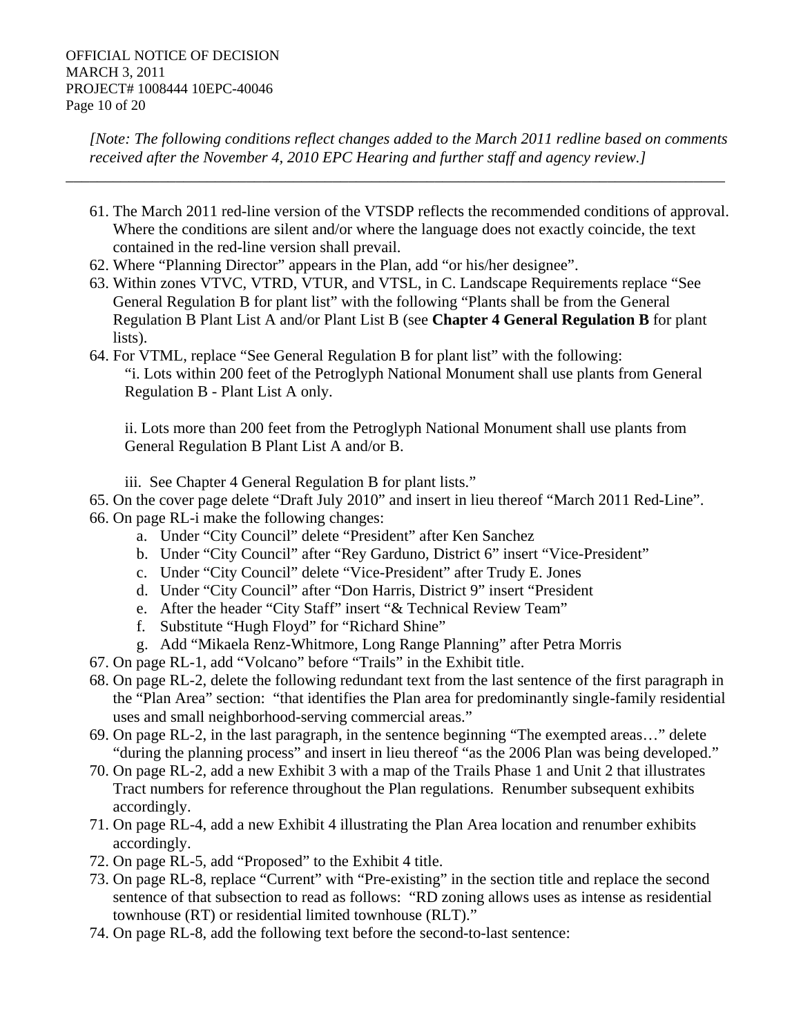*[Note: The following conditions reflect changes added to the March 2011 redline based on comments received after the November 4, 2010 EPC Hearing and further staff and agency review.]*

---

61. The March 2011 red-line version of the VTSDP reflects the recommended conditions of approval. Where the conditions are silent and/or where the language does not exactly coincide, the text contained in the red-line version shall prevail.
62. Where "Planning Director" appears in the Plan, add "or his/her designee".
63. Within zones VTVC, VTRD, VTUR, and VTSL, in C. Landscape Requirements replace "See General Regulation B for plant list" with the following "Plants shall be from the General Regulation B Plant List A and/or Plant List B (see **Chapter 4 General Regulation B** for plant lists).
64. For VTML, replace "See General Regulation B for plant list" with the following:

    "i. Lots within 200 feet of the Petroglyph National Monument shall use plants from General Regulation B - Plant List A only.

    ii. Lots more than 200 feet from the Petroglyph National Monument shall use plants from General Regulation B Plant List A and/or B.

    iii. See Chapter 4 General Regulation B for plant lists."
65. On the cover page delete "Draft July 2010" and insert in lieu thereof "March 2011 Red-Line".
66. On page RL-i make the following changes:
    a. Under "City Council" delete "President" after Ken Sanchez
    b. Under "City Council" after "Rey Garduno, District 6" insert "Vice-President"
    c. Under "City Council" delete "Vice-President" after Trudy E. Jones
    d. Under "City Council" after "Don Harris, District 9" insert "President
    e. After the header "City Staff" insert "& Technical Review Team"
    f. Substitute "Hugh Floyd" for "Richard Shine"
    g. Add "Mikaela Renz-Whitmore, Long Range Planning" after Petra Morris
67. On page RL-1, add "Volcano" before "Trails" in the Exhibit title.
68. On page RL-2, delete the following redundant text from the last sentence of the first paragraph in the "Plan Area" section: "that identifies the Plan area for predominantly single-family residential uses and small neighborhood-serving commercial areas."
69. On page RL-2, in the last paragraph, in the sentence beginning "The exempted areas…" delete "during the planning process" and insert in lieu thereof "as the 2006 Plan was being developed."
70. On page RL-2, add a new Exhibit 3 with a map of the Trails Phase 1 and Unit 2 that illustrates Tract numbers for reference throughout the Plan regulations. Renumber subsequent exhibits accordingly.
71. On page RL-4, add a new Exhibit 4 illustrating the Plan Area location and renumber exhibits accordingly.
72. On page RL-5, add "Proposed" to the Exhibit 4 title.
73. On page RL-8, replace "Current" with "Pre-existing" in the section title and replace the second sentence of that subsection to read as follows: "RD zoning allows uses as intense as residential townhouse (RT) or residential limited townhouse (RLT)."
74. On page RL-8, add the following text before the second-to-last sentence: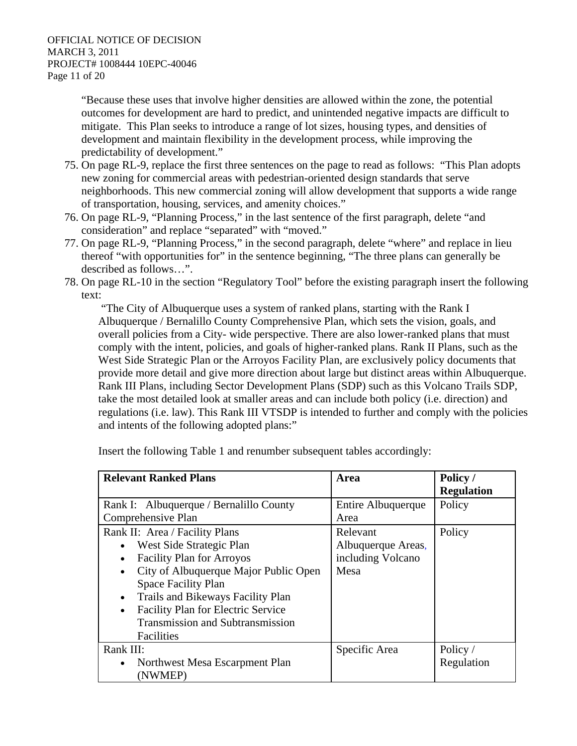"Because these uses that involve higher densities are allowed within the zone, the potential outcomes for development are hard to predict, and unintended negative impacts are difficult to mitigate. This Plan seeks to introduce a range of lot sizes, housing types, and densities of development and maintain flexibility in the development process, while improving the predictability of development."

75. On page RL-9, replace the first three sentences on the page to read as follows: "This Plan adopts new zoning for commercial areas with pedestrian-oriented design standards that serve neighborhoods. This new commercial zoning will allow development that supports a wide range of transportation, housing, services, and amenity choices."
76. On page RL-9, "Planning Process," in the last sentence of the first paragraph, delete "and consideration" and replace "separated" with "moved."
77. On page RL-9, "Planning Process," in the second paragraph, delete "where" and replace in lieu thereof "with opportunities for" in the sentence beginning, "The three plans can generally be described as follows…".
78. On page RL-10 in the section "Regulatory Tool" before the existing paragraph insert the following text:

    "The City of Albuquerque uses a system of ranked plans, starting with the Rank I Albuquerque / Bernalillo County Comprehensive Plan, which sets the vision, goals, and overall policies from a City- wide perspective. There are also lower-ranked plans that must comply with the intent, policies, and goals of higher-ranked plans. Rank II Plans, such as the West Side Strategic Plan or the Arroyos Facility Plan, are exclusively policy documents that provide more detail and give more direction about large but distinct areas within Albuquerque. Rank III Plans, including Sector Development Plans (SDP) such as this Volcano Trails SDP, take the most detailed look at smaller areas and can include both policy (i.e. direction) and regulations (i.e. law). This Rank III VTSDP is intended to further and comply with the policies and intents of the following adopted plans:"

    Insert the following Table 1 and renumber subsequent tables accordingly:

| Relevant Ranked Plans | Area | Policy / Regulation |
|---|---|---|
| Rank I: Albuquerque / Bernalillo County Comprehensive Plan | Entire Albuquerque Area | Policy |
| Rank II: Area / Facility Plans<br>• West Side Strategic Plan<br>• Facility Plan for Arroyos<br>• City of Albuquerque Major Public Open Space Facility Plan<br>• Trails and Bikeways Facility Plan<br>• Facility Plan for Electric Service Transmission and Subtransmission Facilities | Relevant Albuquerque Areas, including Volcano Mesa | Policy |
| Rank III:<br>• Northwest Mesa Escarpment Plan (NWMEP) | Specific Area | Policy / Regulation |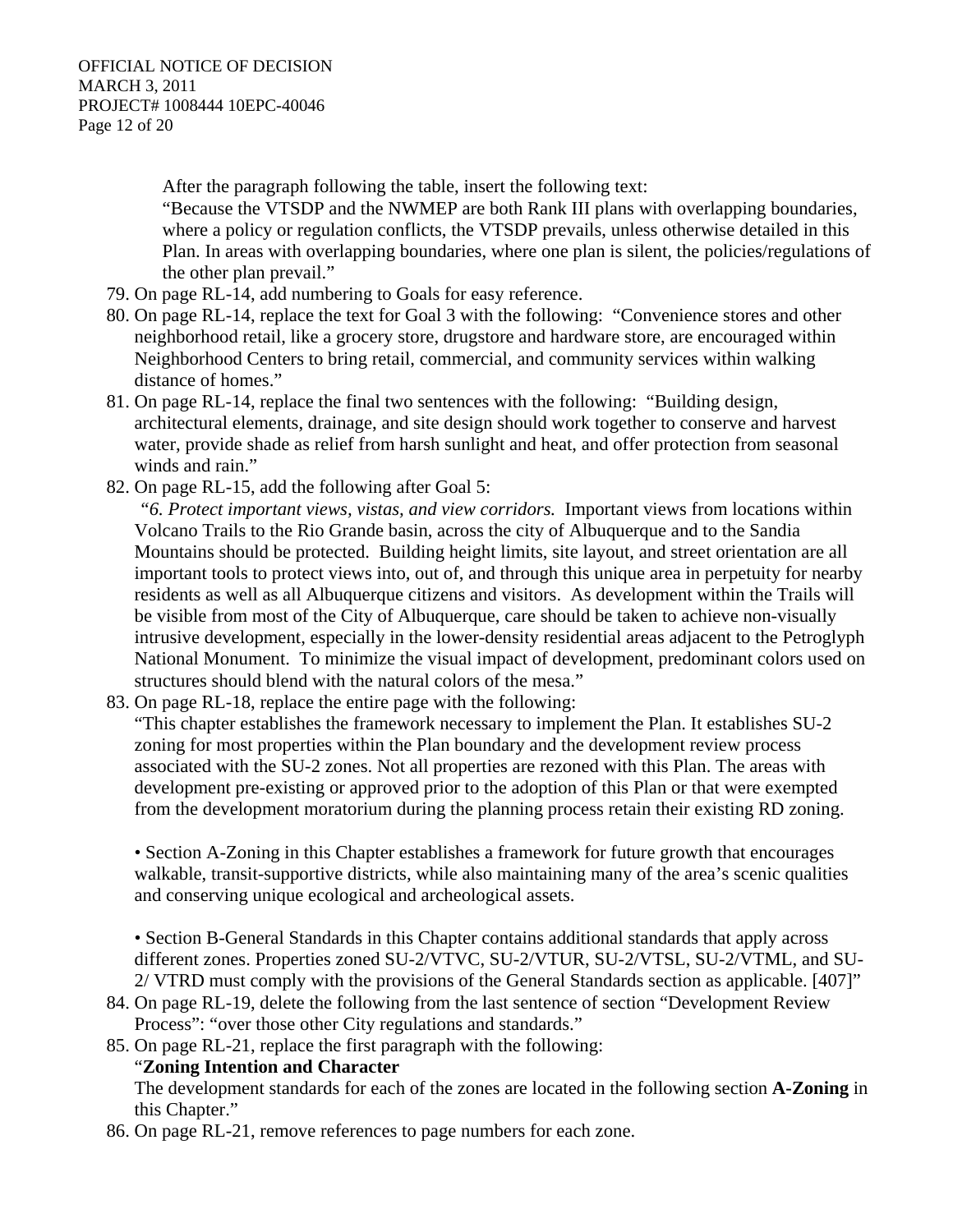After the paragraph following the table, insert the following text:

"Because the VTSDP and the NWMEP are both Rank III plans with overlapping boundaries, where a policy or regulation conflicts, the VTSDP prevails, unless otherwise detailed in this Plan. In areas with overlapping boundaries, where one plan is silent, the policies/regulations of the other plan prevail."

79. On page RL-14, add numbering to Goals for easy reference.
80. On page RL-14, replace the text for Goal 3 with the following: "Convenience stores and other neighborhood retail, like a grocery store, drugstore and hardware store, are encouraged within Neighborhood Centers to bring retail, commercial, and community services within walking distance of homes."
81. On page RL-14, replace the final two sentences with the following: "Building design, architectural elements, drainage, and site design should work together to conserve and harvest water, provide shade as relief from harsh sunlight and heat, and offer protection from seasonal winds and rain."
82. On page RL-15, add the following after Goal 5:

    "*6. Protect important views, vistas, and view corridors.* Important views from locations within Volcano Trails to the Rio Grande basin, across the city of Albuquerque and to the Sandia Mountains should be protected. Building height limits, site layout, and street orientation are all important tools to protect views into, out of, and through this unique area in perpetuity for nearby residents as well as all Albuquerque citizens and visitors. As development within the Trails will be visible from most of the City of Albuquerque, care should be taken to achieve non-visually intrusive development, especially in the lower-density residential areas adjacent to the Petroglyph National Monument. To minimize the visual impact of development, predominant colors used on structures should blend with the natural colors of the mesa."
83. On page RL-18, replace the entire page with the following:

    "This chapter establishes the framework necessary to implement the Plan. It establishes SU-2 zoning for most properties within the Plan boundary and the development review process associated with the SU-2 zones. Not all properties are rezoned with this Plan. The areas with development pre-existing or approved prior to the adoption of this Plan or that were exempted from the development moratorium during the planning process retain their existing RD zoning.

    • Section A-Zoning in this Chapter establishes a framework for future growth that encourages walkable, transit-supportive districts, while also maintaining many of the area's scenic qualities and conserving unique ecological and archeological assets.

    • Section B-General Standards in this Chapter contains additional standards that apply across different zones. Properties zoned SU-2/VTVC, SU-2/VTUR, SU-2/VTSL, SU-2/VTML, and SU-2/ VTRD must comply with the provisions of the General Standards section as applicable. [407]"
84. On page RL-19, delete the following from the last sentence of section "Development Review Process": "over those other City regulations and standards."
85. On page RL-21, replace the first paragraph with the following:

    "**Zoning Intention and Character**

    The development standards for each of the zones are located in the following section **A-Zoning** in this Chapter."
86. On page RL-21, remove references to page numbers for each zone.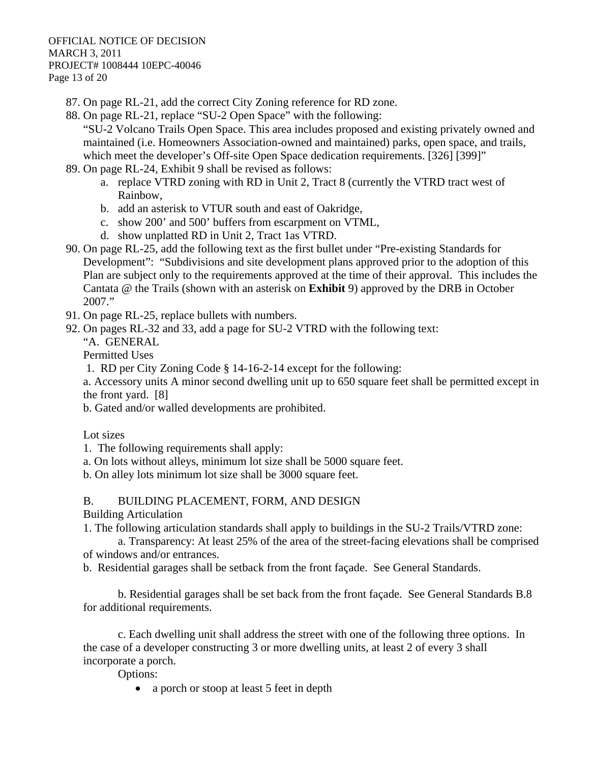87. On page RL-21, add the correct City Zoning reference for RD zone.
88. On page RL-21, replace "SU-2 Open Space" with the following:
    "SU-2 Volcano Trails Open Space. This area includes proposed and existing privately owned and maintained (i.e. Homeowners Association-owned and maintained) parks, open space, and trails, which meet the developer's Off-site Open Space dedication requirements. [326] [399]"
89. On page RL-24, Exhibit 9 shall be revised as follows:
    a. replace VTRD zoning with RD in Unit 2, Tract 8 (currently the VTRD tract west of Rainbow,
    b. add an asterisk to VTUR south and east of Oakridge,
    c. show 200' and 500' buffers from escarpment on VTML,
    d. show unplatted RD in Unit 2, Tract 1as VTRD.
90. On page RL-25, add the following text as the first bullet under "Pre-existing Standards for Development": "Subdivisions and site development plans approved prior to the adoption of this Plan are subject only to the requirements approved at the time of their approval. This includes the Cantata @ the Trails (shown with an asterisk on **Exhibit** 9) approved by the DRB in October 2007."
91. On page RL-25, replace bullets with numbers.
92. On pages RL-32 and 33, add a page for SU-2 VTRD with the following text:
    "A. GENERAL

    Permitted Uses

    1. RD per City Zoning Code § 14-16-2-14 except for the following:

    a. Accessory units A minor second dwelling unit up to 650 square feet shall be permitted except in the front yard. [8]

    b. Gated and/or walled developments are prohibited.

    Lot sizes

    1. The following requirements shall apply:

    a. On lots without alleys, minimum lot size shall be 5000 square feet.

    b. On alley lots minimum lot size shall be 3000 square feet.

    B. BUILDING PLACEMENT, FORM, AND DESIGN

    Building Articulation

    1. The following articulation standards shall apply to buildings in the SU-2 Trails/VTRD zone:

    a. Transparency: At least 25% of the area of the street-facing elevations shall be comprised of windows and/or entrances.

    b. Residential garages shall be setback from the front façade. See General Standards.

    b. Residential garages shall be set back from the front façade. See General Standards B.8 for additional requirements.

    c. Each dwelling unit shall address the street with one of the following three options. In the case of a developer constructing 3 or more dwelling units, at least 2 of every 3 shall incorporate a porch.

    Options:

    - a porch or stoop at least 5 feet in depth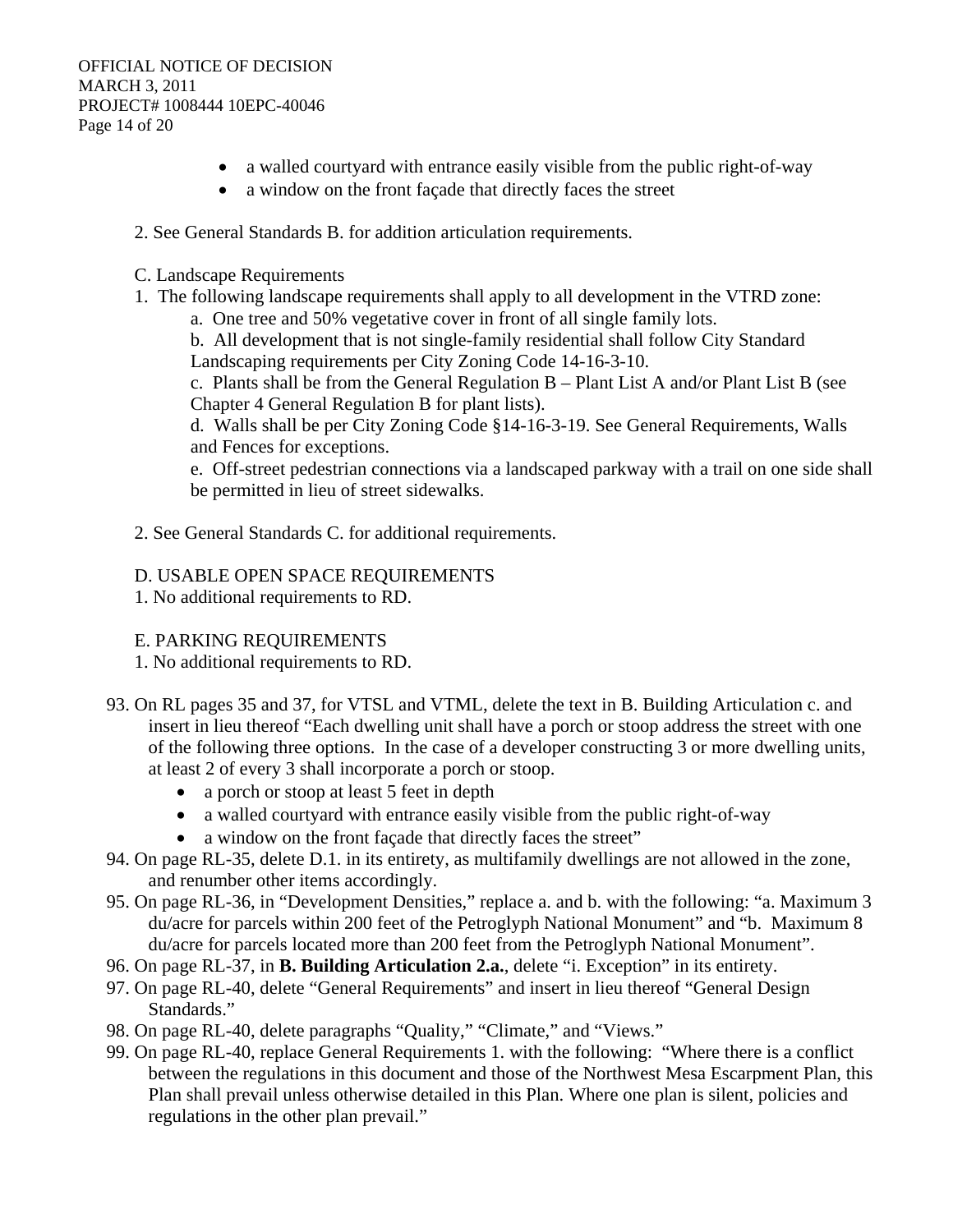- a walled courtyard with entrance easily visible from the public right-of-way
- a window on the front façade that directly faces the street

2. See General Standards B. for addition articulation requirements.

C. Landscape Requirements

1. The following landscape requirements shall apply to all development in the VTRD zone:
   a. One tree and 50% vegetative cover in front of all single family lots.
   b. All development that is not single-family residential shall follow City Standard Landscaping requirements per City Zoning Code 14-16-3-10.
   c. Plants shall be from the General Regulation B – Plant List A and/or Plant List B (see Chapter 4 General Regulation B for plant lists).
   d. Walls shall be per City Zoning Code §14-16-3-19. See General Requirements, Walls and Fences for exceptions.
   e. Off-street pedestrian connections via a landscaped parkway with a trail on one side shall be permitted in lieu of street sidewalks.

2. See General Standards C. for additional requirements.

D. USABLE OPEN SPACE REQUIREMENTS

1. No additional requirements to RD.

E. PARKING REQUIREMENTS

1. No additional requirements to RD.

93. On RL pages 35 and 37, for VTSL and VTML, delete the text in B. Building Articulation c. and insert in lieu thereof "Each dwelling unit shall have a porch or stoop address the street with one of the following three options. In the case of a developer constructing 3 or more dwelling units, at least 2 of every 3 shall incorporate a porch or stoop.
    - a porch or stoop at least 5 feet in depth
    - a walled courtyard with entrance easily visible from the public right-of-way
    - a window on the front façade that directly faces the street"
94. On page RL-35, delete D.1. in its entirety, as multifamily dwellings are not allowed in the zone, and renumber other items accordingly.
95. On page RL-36, in "Development Densities," replace a. and b. with the following: "a. Maximum 3 du/acre for parcels within 200 feet of the Petroglyph National Monument" and "b. Maximum 8 du/acre for parcels located more than 200 feet from the Petroglyph National Monument".
96. On page RL-37, in **B. Building Articulation 2.a.**, delete "i. Exception" in its entirety.
97. On page RL-40, delete "General Requirements" and insert in lieu thereof "General Design Standards."
98. On page RL-40, delete paragraphs "Quality," "Climate," and "Views."
99. On page RL-40, replace General Requirements 1. with the following: "Where there is a conflict between the regulations in this document and those of the Northwest Mesa Escarpment Plan, this Plan shall prevail unless otherwise detailed in this Plan. Where one plan is silent, policies and regulations in the other plan prevail."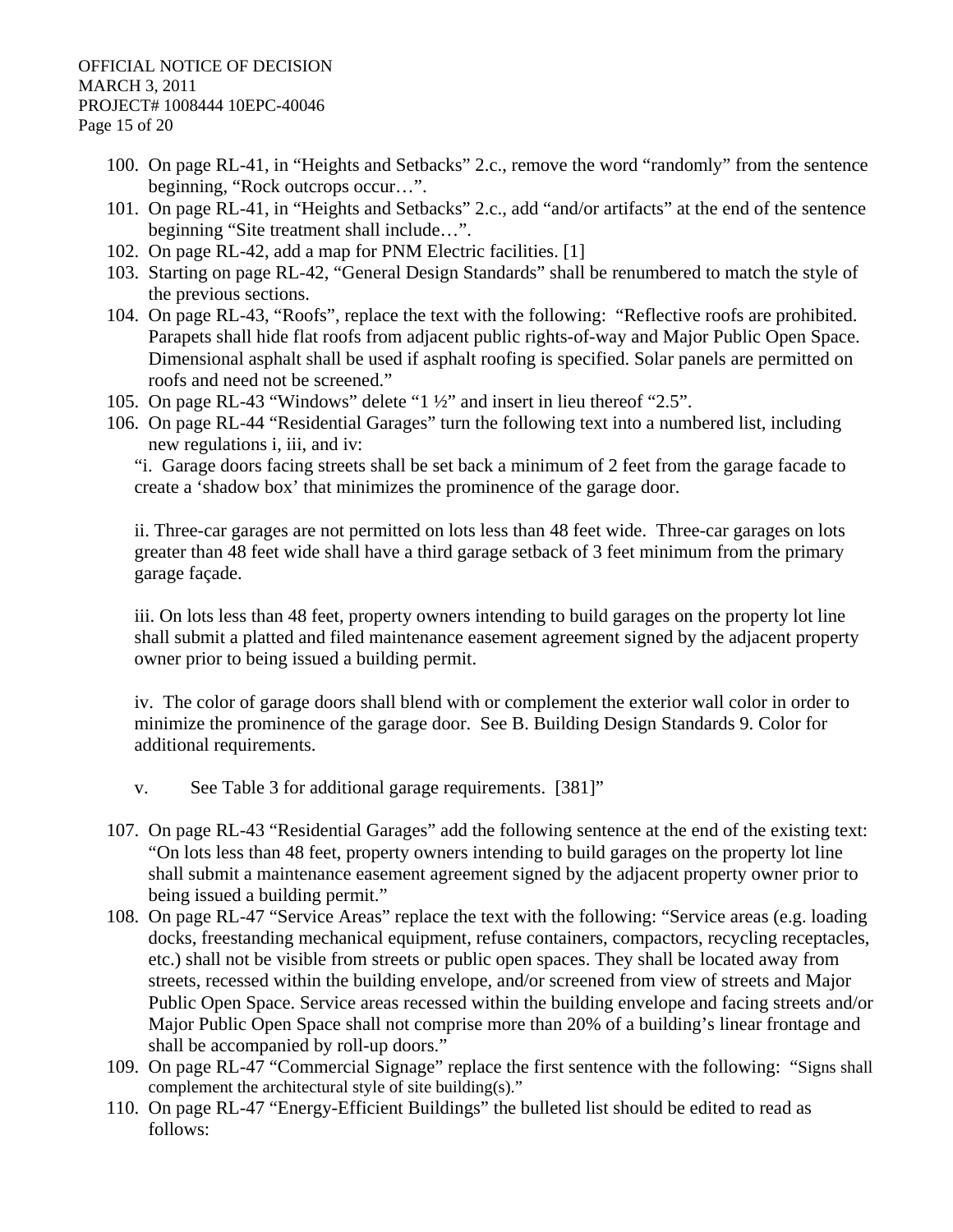100. On page RL-41, in "Heights and Setbacks" 2.c., remove the word "randomly" from the sentence beginning, "Rock outcrops occur…".
101. On page RL-41, in "Heights and Setbacks" 2.c., add "and/or artifacts" at the end of the sentence beginning "Site treatment shall include…".
102. On page RL-42, add a map for PNM Electric facilities. [1]
103. Starting on page RL-42, "General Design Standards" shall be renumbered to match the style of the previous sections.
104. On page RL-43, "Roofs", replace the text with the following: "Reflective roofs are prohibited. Parapets shall hide flat roofs from adjacent public rights-of-way and Major Public Open Space. Dimensional asphalt shall be used if asphalt roofing is specified. Solar panels are permitted on roofs and need not be screened."
105. On page RL-43 "Windows" delete "1 ½" and insert in lieu thereof "2.5".
106. On page RL-44 "Residential Garages" turn the following text into a numbered list, including new regulations i, iii, and iv:

    "i. Garage doors facing streets shall be set back a minimum of 2 feet from the garage facade to create a 'shadow box' that minimizes the prominence of the garage door.

    ii. Three-car garages are not permitted on lots less than 48 feet wide. Three-car garages on lots greater than 48 feet wide shall have a third garage setback of 3 feet minimum from the primary garage façade.

    iii. On lots less than 48 feet, property owners intending to build garages on the property lot line shall submit a platted and filed maintenance easement agreement signed by the adjacent property owner prior to being issued a building permit.

    iv. The color of garage doors shall blend with or complement the exterior wall color in order to minimize the prominence of the garage door. See B. Building Design Standards 9. Color for additional requirements.

    v. See Table 3 for additional garage requirements. [381]"

107. On page RL-43 "Residential Garages" add the following sentence at the end of the existing text: "On lots less than 48 feet, property owners intending to build garages on the property lot line shall submit a maintenance easement agreement signed by the adjacent property owner prior to being issued a building permit."
108. On page RL-47 "Service Areas" replace the text with the following: "Service areas (e.g. loading docks, freestanding mechanical equipment, refuse containers, compactors, recycling receptacles, etc.) shall not be visible from streets or public open spaces. They shall be located away from streets, recessed within the building envelope, and/or screened from view of streets and Major Public Open Space. Service areas recessed within the building envelope and facing streets and/or Major Public Open Space shall not comprise more than 20% of a building's linear frontage and shall be accompanied by roll-up doors."
109. On page RL-47 "Commercial Signage" replace the first sentence with the following: "Signs shall complement the architectural style of site building(s)."
110. On page RL-47 "Energy-Efficient Buildings" the bulleted list should be edited to read as follows: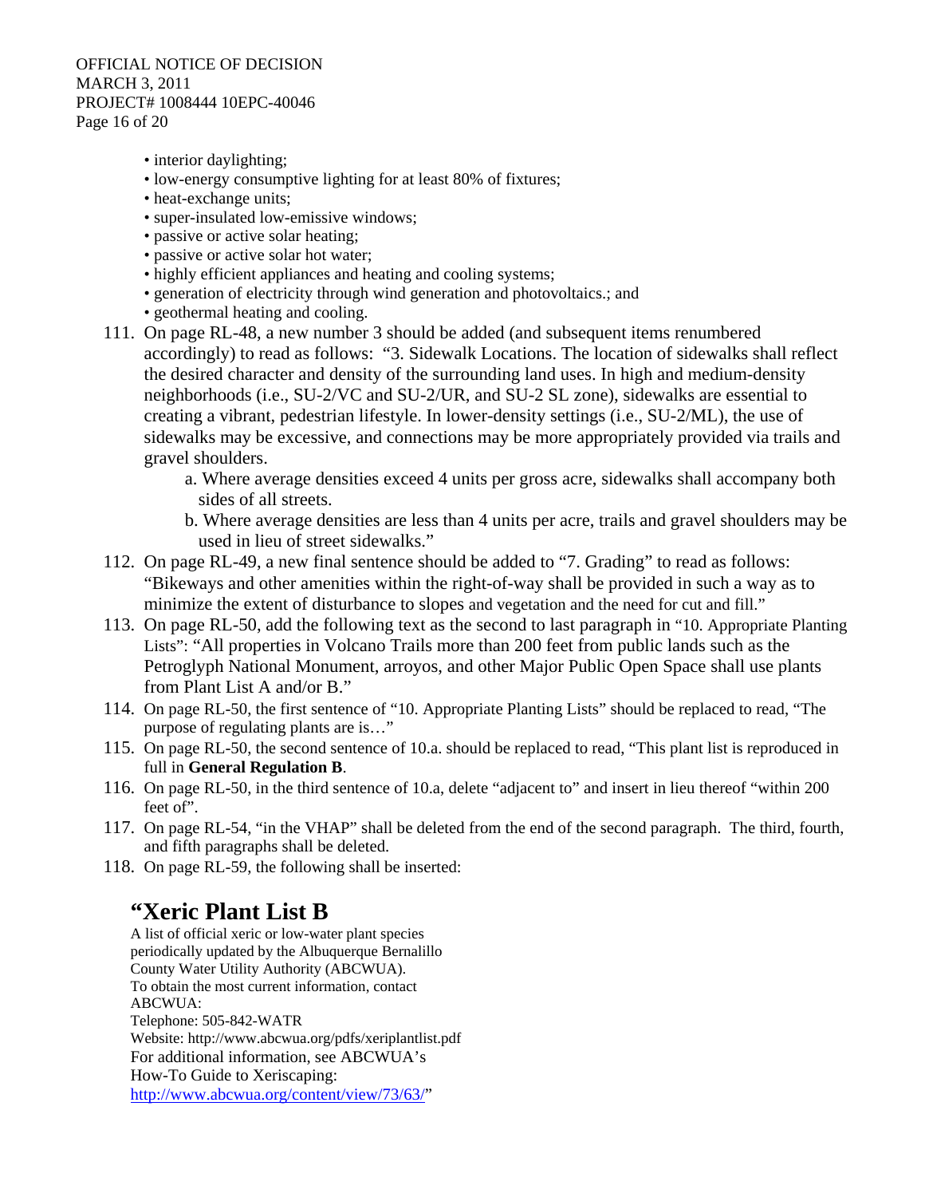- interior daylighting;
- low-energy consumptive lighting for at least 80% of fixtures;
- heat-exchange units;
- super-insulated low-emissive windows;
- passive or active solar heating;
- passive or active solar hot water;
- highly efficient appliances and heating and cooling systems;
- generation of electricity through wind generation and photovoltaics.; and
- geothermal heating and cooling.

111. On page RL-48, a new number 3 should be added (and subsequent items renumbered accordingly) to read as follows: "3. Sidewalk Locations. The location of sidewalks shall reflect the desired character and density of the surrounding land uses. In high and medium-density neighborhoods (i.e., SU-2/VC and SU-2/UR, and SU-2 SL zone), sidewalks are essential to creating a vibrant, pedestrian lifestyle. In lower-density settings (i.e., SU-2/ML), the use of sidewalks may be excessive, and connections may be more appropriately provided via trails and gravel shoulders.
    a. Where average densities exceed 4 units per gross acre, sidewalks shall accompany both sides of all streets.
    b. Where average densities are less than 4 units per acre, trails and gravel shoulders may be used in lieu of street sidewalks."
112. On page RL-49, a new final sentence should be added to "7. Grading" to read as follows: "Bikeways and other amenities within the right-of-way shall be provided in such a way as to minimize the extent of disturbance to slopes and vegetation and the need for cut and fill."
113. On page RL-50, add the following text as the second to last paragraph in "10. Appropriate Planting Lists": "All properties in Volcano Trails more than 200 feet from public lands such as the Petroglyph National Monument, arroyos, and other Major Public Open Space shall use plants from Plant List A and/or B."
114. On page RL-50, the first sentence of "10. Appropriate Planting Lists" should be replaced to read, "The purpose of regulating plants are is…"
115. On page RL-50, the second sentence of 10.a. should be replaced to read, "This plant list is reproduced in full in **General Regulation B**.
116. On page RL-50, in the third sentence of 10.a, delete "adjacent to" and insert in lieu thereof "within 200 feet of".
117. On page RL-54, "in the VHAP" shall be deleted from the end of the second paragraph. The third, fourth, and fifth paragraphs shall be deleted.
118. On page RL-59, the following shall be inserted:

## "Xeric Plant List B

A list of official xeric or low-water plant species periodically updated by the Albuquerque Bernalillo County Water Utility Authority (ABCWUA).
To obtain the most current information, contact ABCWUA:
Telephone: 505-842-WATR
Website: http://www.abcwua.org/pdfs/xeriplantlist.pdf
For additional information, see ABCWUA's How-To Guide to Xeriscaping:
http://www.abcwua.org/content/view/73/63/"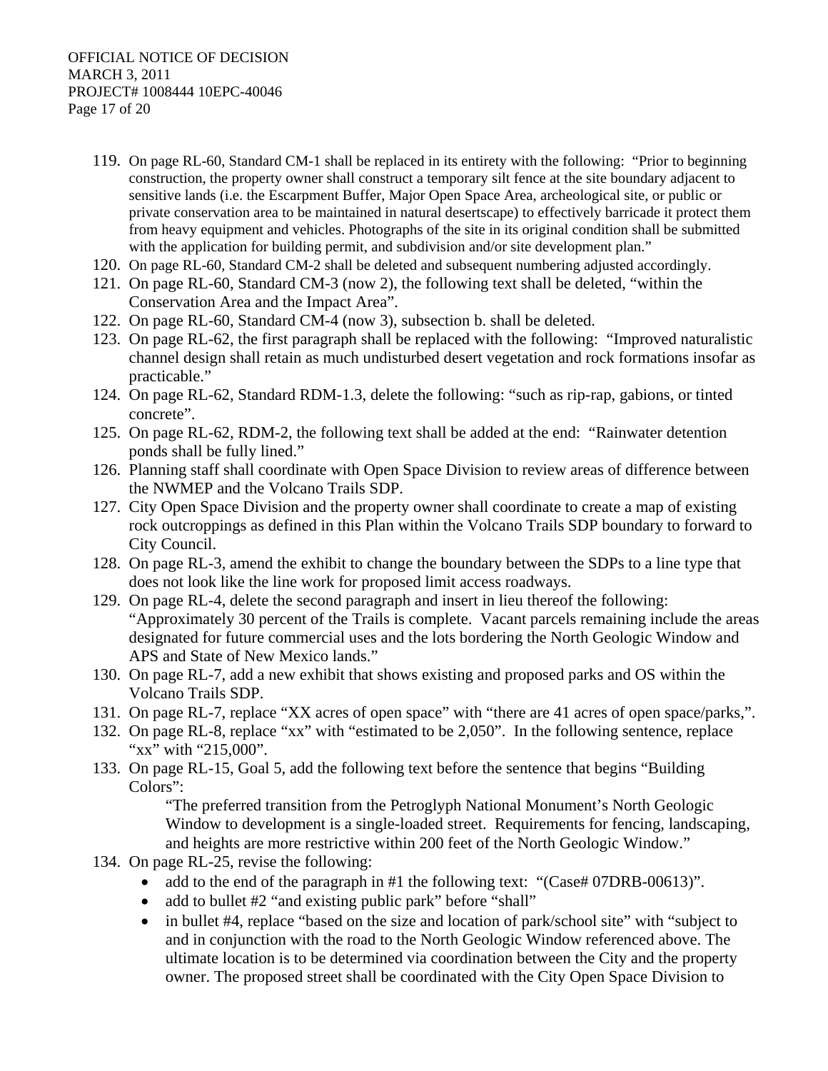119. On page RL-60, Standard CM-1 shall be replaced in its entirety with the following: "Prior to beginning construction, the property owner shall construct a temporary silt fence at the site boundary adjacent to sensitive lands (i.e. the Escarpment Buffer, Major Open Space Area, archeological site, or public or private conservation area to be maintained in natural desertscape) to effectively barricade it protect them from heavy equipment and vehicles. Photographs of the site in its original condition shall be submitted with the application for building permit, and subdivision and/or site development plan."
120. On page RL-60, Standard CM-2 shall be deleted and subsequent numbering adjusted accordingly.
121. On page RL-60, Standard CM-3 (now 2), the following text shall be deleted, "within the Conservation Area and the Impact Area".
122. On page RL-60, Standard CM-4 (now 3), subsection b. shall be deleted.
123. On page RL-62, the first paragraph shall be replaced with the following: "Improved naturalistic channel design shall retain as much undisturbed desert vegetation and rock formations insofar as practicable."
124. On page RL-62, Standard RDM-1.3, delete the following: "such as rip-rap, gabions, or tinted concrete".
125. On page RL-62, RDM-2, the following text shall be added at the end: "Rainwater detention ponds shall be fully lined."
126. Planning staff shall coordinate with Open Space Division to review areas of difference between the NWMEP and the Volcano Trails SDP.
127. City Open Space Division and the property owner shall coordinate to create a map of existing rock outcroppings as defined in this Plan within the Volcano Trails SDP boundary to forward to City Council.
128. On page RL-3, amend the exhibit to change the boundary between the SDPs to a line type that does not look like the line work for proposed limit access roadways.
129. On page RL-4, delete the second paragraph and insert in lieu thereof the following: "Approximately 30 percent of the Trails is complete. Vacant parcels remaining include the areas designated for future commercial uses and the lots bordering the North Geologic Window and APS and State of New Mexico lands."
130. On page RL-7, add a new exhibit that shows existing and proposed parks and OS within the Volcano Trails SDP.
131. On page RL-7, replace "XX acres of open space" with "there are 41 acres of open space/parks,".
132. On page RL-8, replace "xx" with "estimated to be 2,050". In the following sentence, replace "xx" with "215,000".
133. On page RL-15, Goal 5, add the following text before the sentence that begins "Building Colors":

    "The preferred transition from the Petroglyph National Monument's North Geologic Window to development is a single-loaded street. Requirements for fencing, landscaping, and heights are more restrictive within 200 feet of the North Geologic Window."
134. On page RL-25, revise the following:
    - add to the end of the paragraph in #1 the following text: "(Case# 07DRB-00613)".
    - add to bullet #2 "and existing public park" before "shall"
    - in bullet #4, replace "based on the size and location of park/school site" with "subject to and in conjunction with the road to the North Geologic Window referenced above. The ultimate location is to be determined via coordination between the City and the property owner. The proposed street shall be coordinated with the City Open Space Division to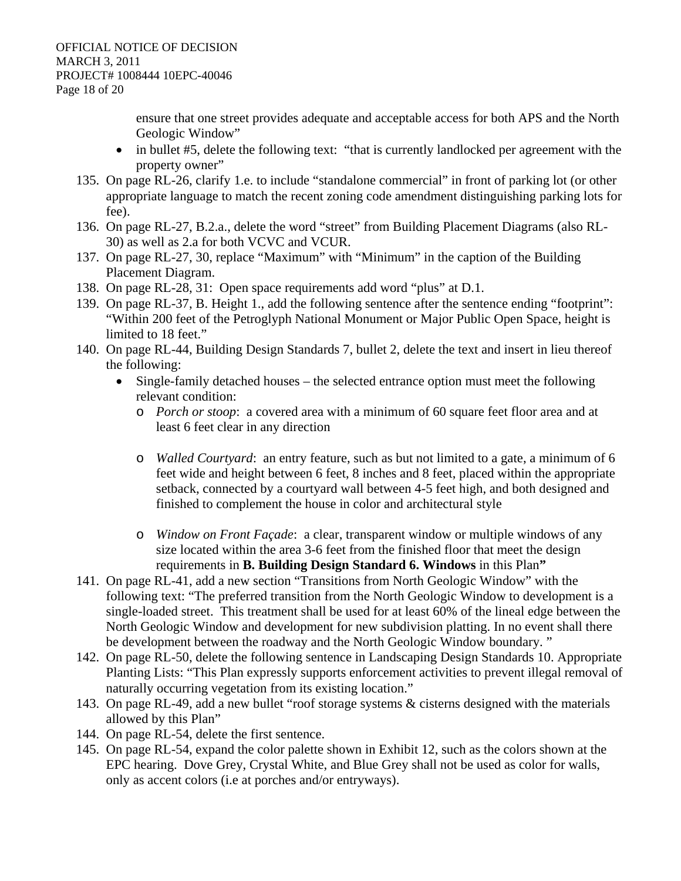ensure that one street provides adequate and acceptable access for both APS and the North Geologic Window"
- in bullet #5, delete the following text: "that is currently landlocked per agreement with the property owner"

135. On page RL-26, clarify 1.e. to include "standalone commercial" in front of parking lot (or other appropriate language to match the recent zoning code amendment distinguishing parking lots for fee).
136. On page RL-27, B.2.a., delete the word "street" from Building Placement Diagrams (also RL-30) as well as 2.a for both VCVC and VCUR.
137. On page RL-27, 30, replace "Maximum" with "Minimum" in the caption of the Building Placement Diagram.
138. On page RL-28, 31: Open space requirements add word "plus" at D.1.
139. On page RL-37, B. Height 1., add the following sentence after the sentence ending "footprint": "Within 200 feet of the Petroglyph National Monument or Major Public Open Space, height is limited to 18 feet."
140. On page RL-44, Building Design Standards 7, bullet 2, delete the text and insert in lieu thereof the following:
    - Single-family detached houses – the selected entrance option must meet the following relevant condition:
        - *Porch or stoop*: a covered area with a minimum of 60 square feet floor area and at least 6 feet clear in any direction
        - *Walled Courtyard*: an entry feature, such as but not limited to a gate, a minimum of 6 feet wide and height between 6 feet, 8 inches and 8 feet, placed within the appropriate setback, connected by a courtyard wall between 4-5 feet high, and both designed and finished to complement the house in color and architectural style
        - *Window on Front Façade*: a clear, transparent window or multiple windows of any size located within the area 3-6 feet from the finished floor that meet the design requirements in **B. Building Design Standard 6. Windows** in this Plan**"**
141. On page RL-41, add a new section "Transitions from North Geologic Window" with the following text: "The preferred transition from the North Geologic Window to development is a single-loaded street. This treatment shall be used for at least 60% of the lineal edge between the North Geologic Window and development for new subdivision platting. In no event shall there be development between the roadway and the North Geologic Window boundary. "
142. On page RL-50, delete the following sentence in Landscaping Design Standards 10. Appropriate Planting Lists: "This Plan expressly supports enforcement activities to prevent illegal removal of naturally occurring vegetation from its existing location."
143. On page RL-49, add a new bullet "roof storage systems & cisterns designed with the materials allowed by this Plan"
144. On page RL-54, delete the first sentence.
145. On page RL-54, expand the color palette shown in Exhibit 12, such as the colors shown at the EPC hearing. Dove Grey, Crystal White, and Blue Grey shall not be used as color for walls, only as accent colors (i.e at porches and/or entryways).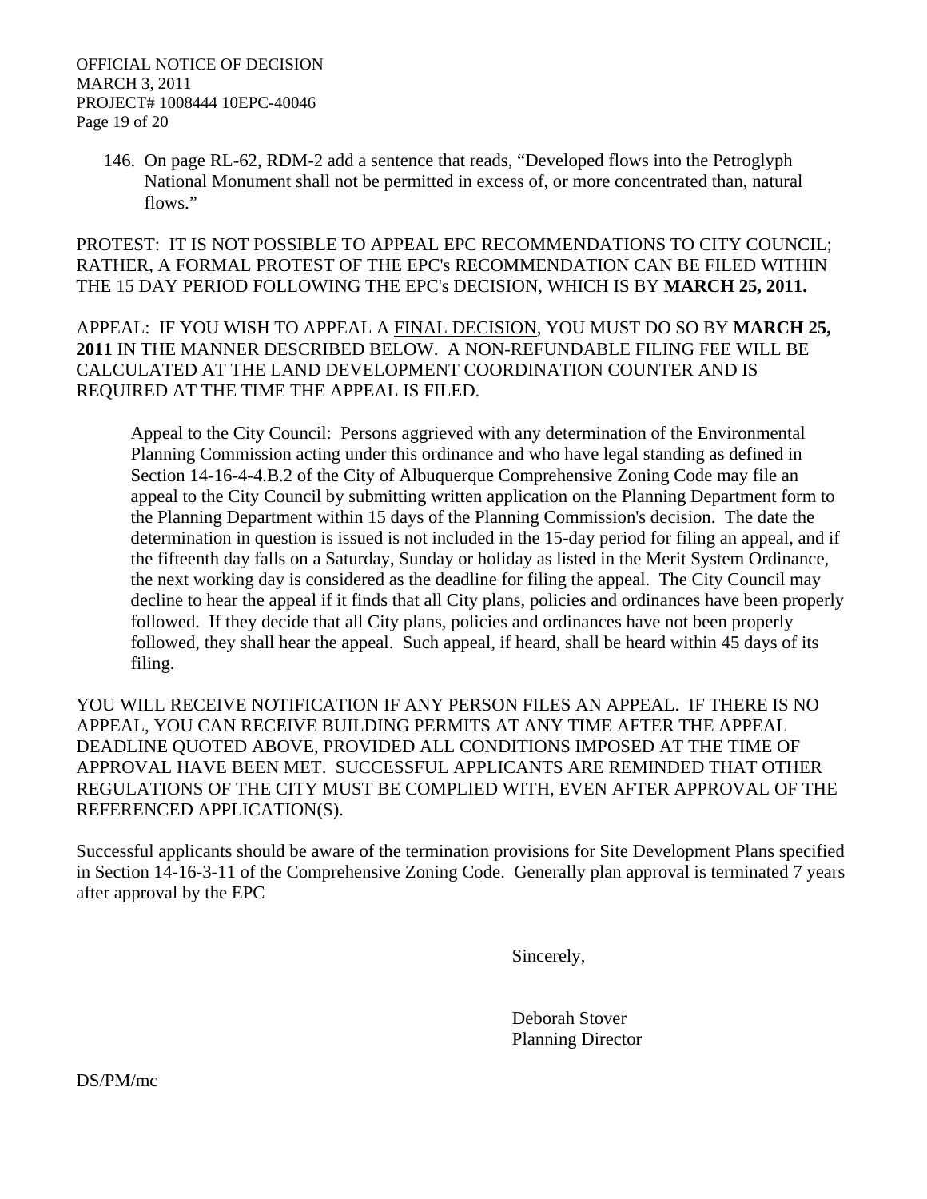146. On page RL-62, RDM-2 add a sentence that reads, “Developed flows into the Petroglyph National Monument shall not be permitted in excess of, or more concentrated than, natural flows.”

PROTEST: IT IS NOT POSSIBLE TO APPEAL EPC RECOMMENDATIONS TO CITY COUNCIL; RATHER, A FORMAL PROTEST OF THE EPC's RECOMMENDATION CAN BE FILED WITHIN THE 15 DAY PERIOD FOLLOWING THE EPC's DECISION, WHICH IS BY **MARCH 25, 2011.**

APPEAL: IF YOU WISH TO APPEAL A FINAL DECISION, YOU MUST DO SO BY **MARCH 25, 2011** IN THE MANNER DESCRIBED BELOW. A NON-REFUNDABLE FILING FEE WILL BE CALCULATED AT THE LAND DEVELOPMENT COORDINATION COUNTER AND IS REQUIRED AT THE TIME THE APPEAL IS FILED.

> Appeal to the City Council: Persons aggrieved with any determination of the Environmental Planning Commission acting under this ordinance and who have legal standing as defined in Section 14-16-4-4.B.2 of the City of Albuquerque Comprehensive Zoning Code may file an appeal to the City Council by submitting written application on the Planning Department form to the Planning Department within 15 days of the Planning Commission's decision. The date the determination in question is issued is not included in the 15-day period for filing an appeal, and if the fifteenth day falls on a Saturday, Sunday or holiday as listed in the Merit System Ordinance, the next working day is considered as the deadline for filing the appeal. The City Council may decline to hear the appeal if it finds that all City plans, policies and ordinances have been properly followed. If they decide that all City plans, policies and ordinances have not been properly followed, they shall hear the appeal. Such appeal, if heard, shall be heard within 45 days of its filing.

YOU WILL RECEIVE NOTIFICATION IF ANY PERSON FILES AN APPEAL. IF THERE IS NO APPEAL, YOU CAN RECEIVE BUILDING PERMITS AT ANY TIME AFTER THE APPEAL DEADLINE QUOTED ABOVE, PROVIDED ALL CONDITIONS IMPOSED AT THE TIME OF APPROVAL HAVE BEEN MET. SUCCESSFUL APPLICANTS ARE REMINDED THAT OTHER REGULATIONS OF THE CITY MUST BE COMPLIED WITH, EVEN AFTER APPROVAL OF THE REFERENCED APPLICATION(S).

Successful applicants should be aware of the termination provisions for Site Development Plans specified in Section 14-16-3-11 of the Comprehensive Zoning Code. Generally plan approval is terminated 7 years after approval by the EPC

Sincerely,

Deborah Stover
Planning Director

DS/PM/mc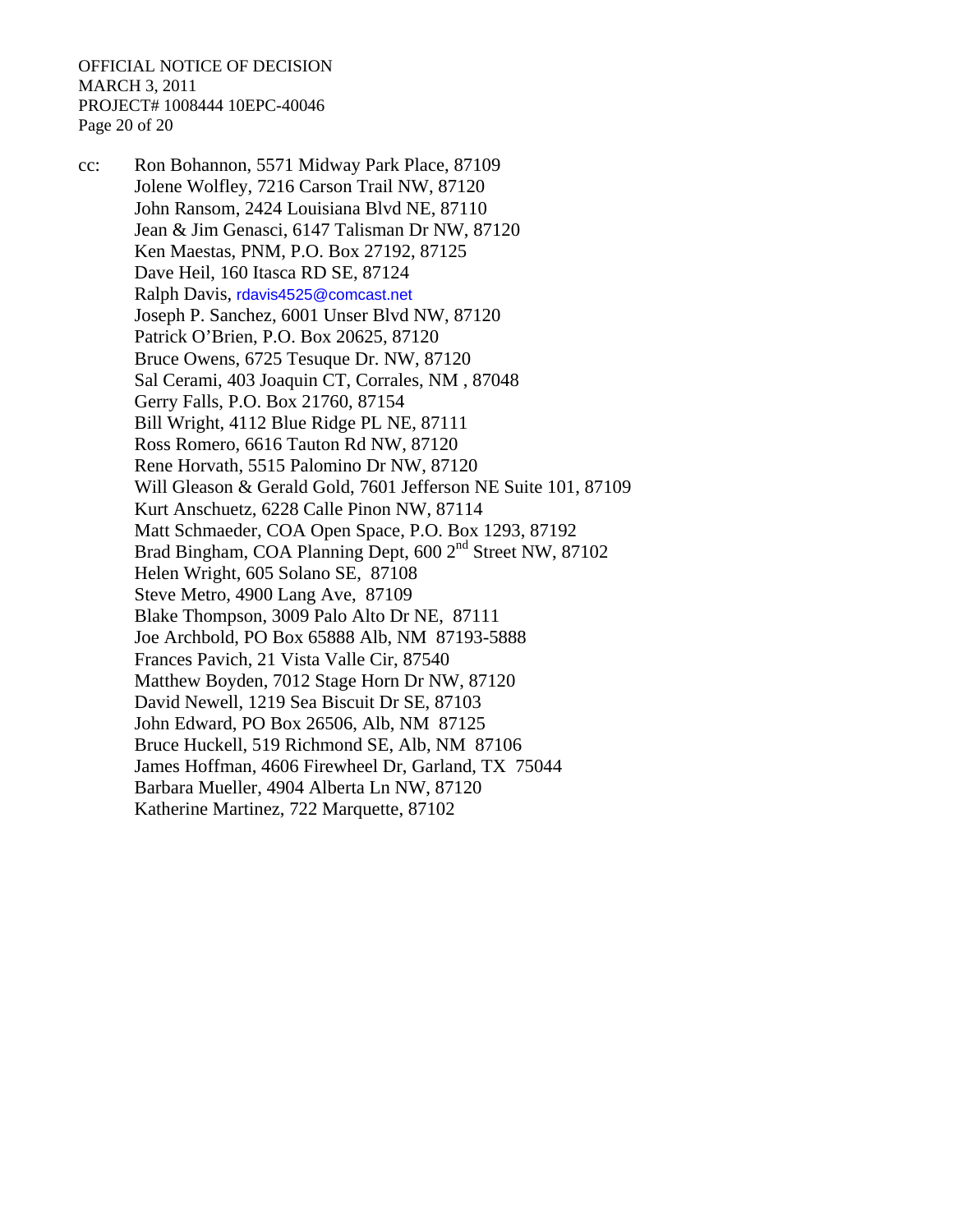cc: Ron Bohannon, 5571 Midway Park Place, 87109
Jolene Wolfley, 7216 Carson Trail NW, 87120
John Ransom, 2424 Louisiana Blvd NE, 87110
Jean & Jim Genasci, 6147 Talisman Dr NW, 87120
Ken Maestas, PNM, P.O. Box 27192, 87125
Dave Heil, 160 Itasca RD SE, 87124
Ralph Davis, rdavis4525@comcast.net
Joseph P. Sanchez, 6001 Unser Blvd NW, 87120
Patrick O'Brien, P.O. Box 20625, 87120
Bruce Owens, 6725 Tesuque Dr. NW, 87120
Sal Cerami, 403 Joaquin CT, Corrales, NM , 87048
Gerry Falls, P.O. Box 21760, 87154
Bill Wright, 4112 Blue Ridge PL NE, 87111
Ross Romero, 6616 Tauton Rd NW, 87120
Rene Horvath, 5515 Palomino Dr NW, 87120
Will Gleason & Gerald Gold, 7601 Jefferson NE Suite 101, 87109
Kurt Anschuetz, 6228 Calle Pinon NW, 87114
Matt Schmaeder, COA Open Space, P.O. Box 1293, 87192
Brad Bingham, COA Planning Dept, 600 2nd Street NW, 87102
Helen Wright, 605 Solano SE, 87108
Steve Metro, 4900 Lang Ave, 87109
Blake Thompson, 3009 Palo Alto Dr NE, 87111
Joe Archbold, PO Box 65888 Alb, NM 87193-5888
Frances Pavich, 21 Vista Valle Cir, 87540
Matthew Boyden, 7012 Stage Horn Dr NW, 87120
David Newell, 1219 Sea Biscuit Dr SE, 87103
John Edward, PO Box 26506, Alb, NM 87125
Bruce Huckell, 519 Richmond SE, Alb, NM 87106
James Hoffman, 4606 Firewheel Dr, Garland, TX 75044
Barbara Mueller, 4904 Alberta Ln NW, 87120
Katherine Martinez, 722 Marquette, 87102